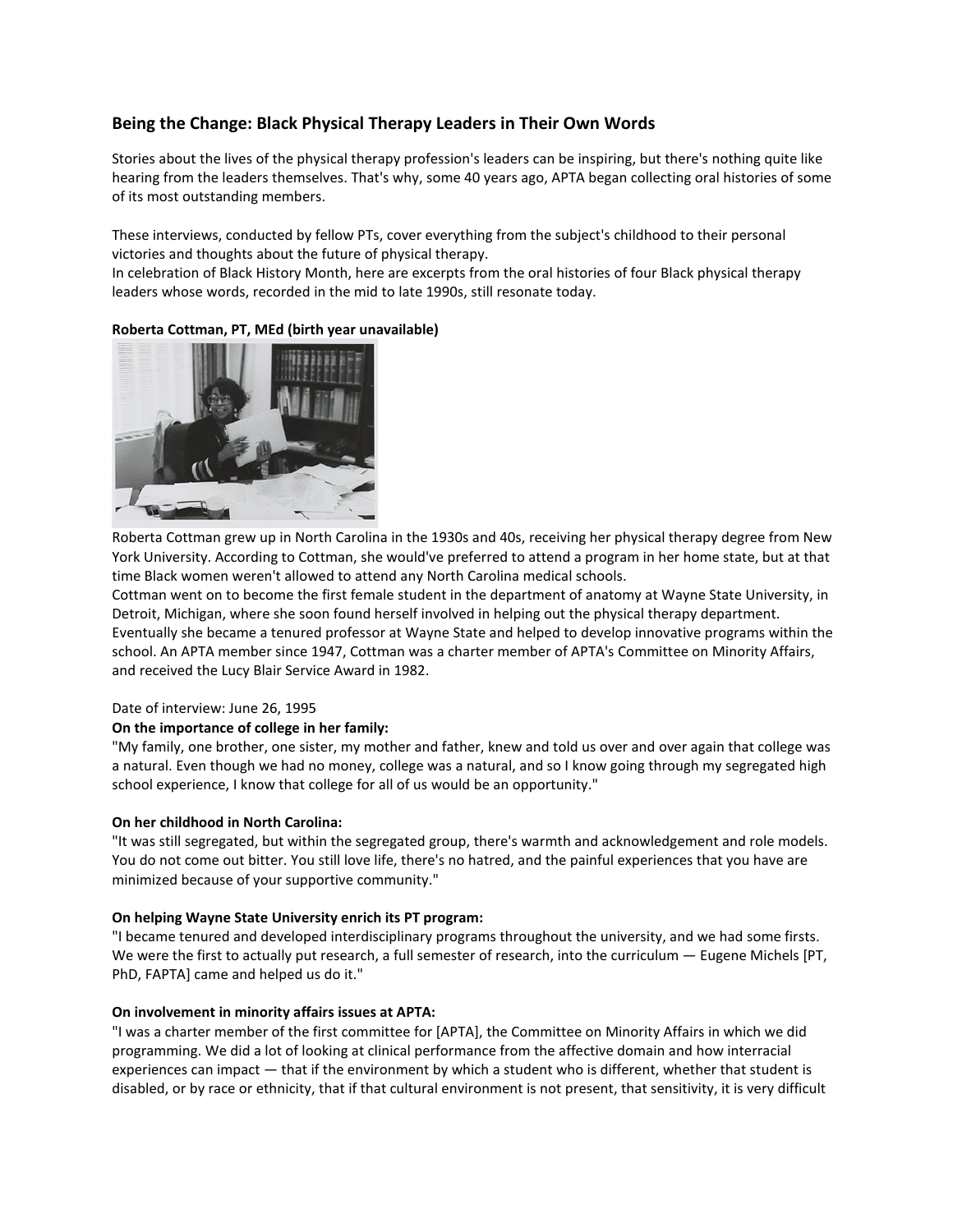## Being the Change: Black Physical Therapy Leaders in Their Own Words

Stories about the lives of the physical therapy profession's leaders can be inspiring, but there's nothing quite like hearing from the leaders themselves. That's why, some 40 years ago, APTA began collecting oral histories of some of its most outstanding members.

These interviews, conducted by fellow PTs, cover everything from the subject's childhood to their personal victories and thoughts about the future of physical therapy.

In celebration of Black History Month, here are excerpts from the oral histories of four Black physical therapy leaders whose words, recorded in the mid to late 1990s, still resonate today.

**Roberta Cottman, PT, MEd (birth year unavailable)**

Roberta Cottman grew up in North Carolina in the 1930s and 40s, receiving her physical therapy degree from New York University. According to Cottman, she would've preferred to attend a program in her home state, but at that time Black women weren't allowed to attend any North Carolina medical schools.

Cottman went on to become the first female student in the department of anatomy at Wayne State University, in Detroit, Michigan, where she soon found herself involved in helping out the physical therapy department. Eventually she became a tenured professor at Wayne State and helped to develop innovative programs within the school. An APTA member since 1947, Cottman was a charter member of APTA's Committee on Minority Affairs, and received the Lucy Blair Service Award in 1982.

Date of interview: June 26, 1995

**On the importance of college in her family:**

"My family, one brother, one sister, my mother and father, knew and told us over and over again that college was a natural. Even though we had no money, college was a natural, and so I know going through my segregated high school experience, I know that college for all of us would be an opportunity."

**On her childhood in North Carolina:**

"It was still segregated, but within the segregated group, there's warmth and acknowledgement and role models. You do not come out bitter. You still love life, there's no hatred, and the painful experiences that you have are minimized because of your supportive community."

**On helping Wayne State University enrich its PT program:**

"I became tenured and developed interdisciplinary programs throughout the university, and we had some firsts. We were the first to actually put research, a full semester of research, into the curriculum — Eugene Michels [PT, PhD, FAPTA] came and helped us do it."

**On involvement in minority affairs issues at APTA:**

"I was a charter member of the first committee for [APTA], the Committee on Minority Affairs in which we did programming. We did a lot of looking at clinical performance from the affective domain and how interracial experiences can impact — that if the environment by which a student who is different, whether that student is disabled, or by race or ethnicity, that if that cultural environment is not present, that sensitivity, it is very difficult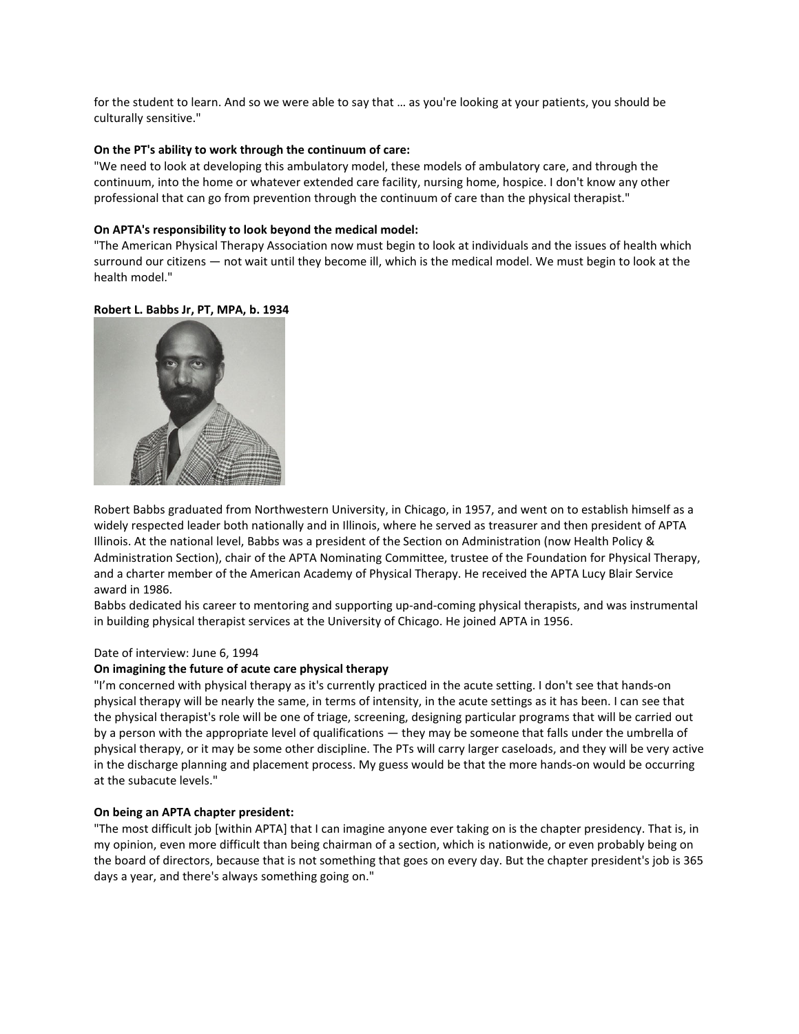for the student to learn. And so we were able to say that … as you're looking at your patients, you should be culturally sensitive."

**On the PT's ability to work through the continuum of care:**
"We need to look at developing this ambulatory model, these models of ambulatory care, and through the continuum, into the home or whatever extended care facility, nursing home, hospice. I don't know any other professional that can go from prevention through the continuum of care than the physical therapist."

**On APTA's responsibility to look beyond the medical model:**
"The American Physical Therapy Association now must begin to look at individuals and the issues of health which surround our citizens — not wait until they become ill, which is the medical model. We must begin to look at the health model."

**Robert L. Babbs Jr, PT, MPA, b. 1934**

Robert Babbs graduated from Northwestern University, in Chicago, in 1957, and went on to establish himself as a widely respected leader both nationally and in Illinois, where he served as treasurer and then president of APTA Illinois. At the national level, Babbs was a president of the Section on Administration (now Health Policy & Administration Section), chair of the APTA Nominating Committee, trustee of the Foundation for Physical Therapy, and a charter member of the American Academy of Physical Therapy. He received the APTA Lucy Blair Service award in 1986.
Babbs dedicated his career to mentoring and supporting up-and-coming physical therapists, and was instrumental in building physical therapist services at the University of Chicago. He joined APTA in 1956.

Date of interview: June 6, 1994

**On imagining the future of acute care physical therapy**
"I'm concerned with physical therapy as it's currently practiced in the acute setting. I don't see that hands-on physical therapy will be nearly the same, in terms of intensity, in the acute settings as it has been. I can see that the physical therapist's role will be one of triage, screening, designing particular programs that will be carried out by a person with the appropriate level of qualifications — they may be someone that falls under the umbrella of physical therapy, or it may be some other discipline. The PTs will carry larger caseloads, and they will be very active in the discharge planning and placement process. My guess would be that the more hands-on would be occurring at the subacute levels."

**On being an APTA chapter president:**
"The most difficult job [within APTA] that I can imagine anyone ever taking on is the chapter presidency. That is, in my opinion, even more difficult than being chairman of a section, which is nationwide, or even probably being on the board of directors, because that is not something that goes on every day. But the chapter president's job is 365 days a year, and there's always something going on."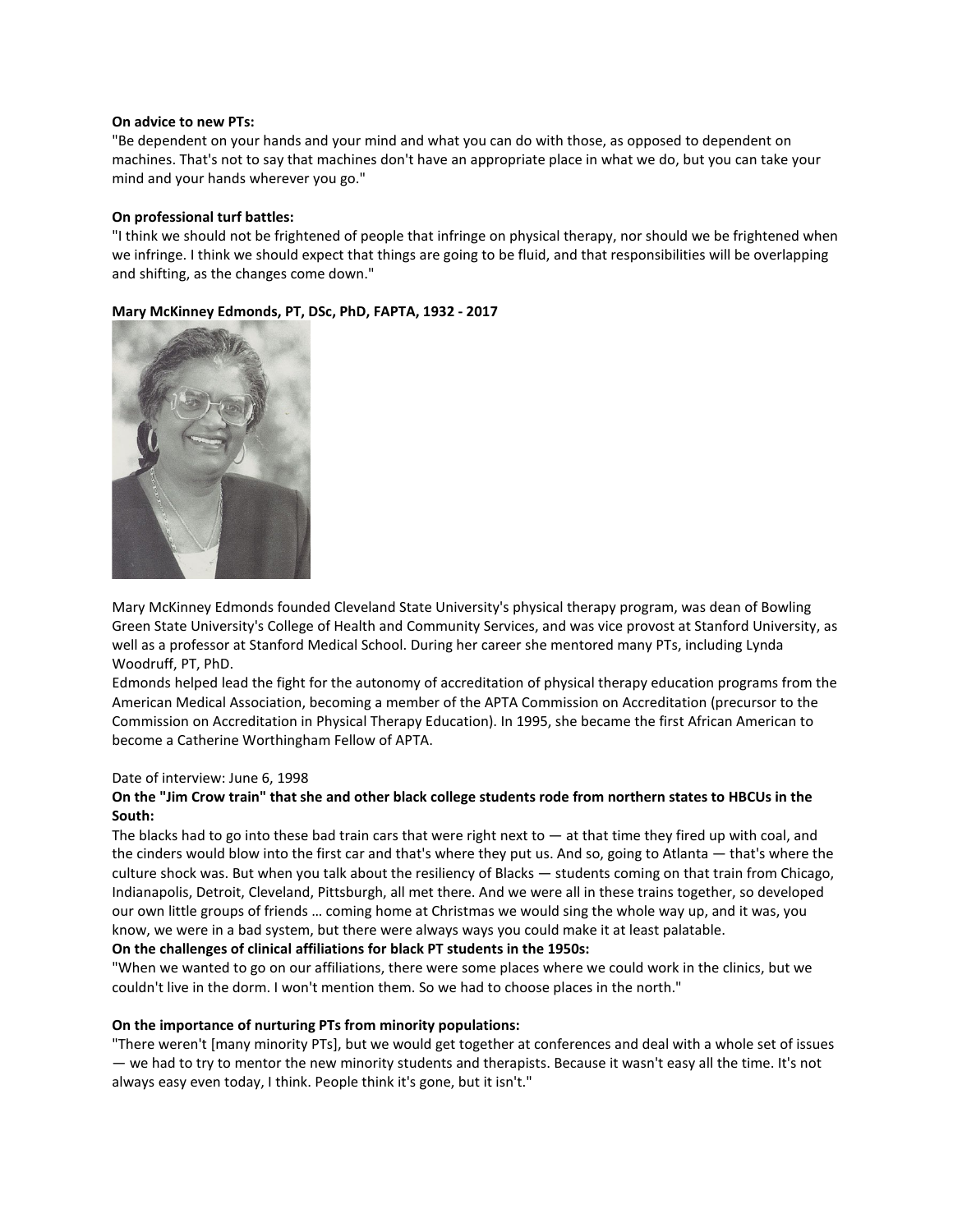**On advice to new PTs:**
"Be dependent on your hands and your mind and what you can do with those, as opposed to dependent on machines. That's not to say that machines don't have an appropriate place in what we do, but you can take your mind and your hands wherever you go."

**On professional turf battles:**
"I think we should not be frightened of people that infringe on physical therapy, nor should we be frightened when we infringe. I think we should expect that things are going to be fluid, and that responsibilities will be overlapping and shifting, as the changes come down."

**Mary McKinney Edmonds, PT, DSc, PhD, FAPTA, 1932 - 2017**

Mary McKinney Edmonds founded Cleveland State University's physical therapy program, was dean of Bowling Green State University's College of Health and Community Services, and was vice provost at Stanford University, as well as a professor at Stanford Medical School. During her career she mentored many PTs, including Lynda Woodruff, PT, PhD.
Edmonds helped lead the fight for the autonomy of accreditation of physical therapy education programs from the American Medical Association, becoming a member of the APTA Commission on Accreditation (precursor to the Commission on Accreditation in Physical Therapy Education). In 1995, she became the first African American to become a Catherine Worthingham Fellow of APTA.

Date of interview: June 6, 1998

**On the "Jim Crow train" that she and other black college students rode from northern states to HBCUs in the South:**
The blacks had to go into these bad train cars that were right next to — at that time they fired up with coal, and the cinders would blow into the first car and that's where they put us. And so, going to Atlanta — that's where the culture shock was. But when you talk about the resiliency of Blacks — students coming on that train from Chicago, Indianapolis, Detroit, Cleveland, Pittsburgh, all met there. And we were all in these trains together, so developed our own little groups of friends … coming home at Christmas we would sing the whole way up, and it was, you know, we were in a bad system, but there were always ways you could make it at least palatable.

**On the challenges of clinical affiliations for black PT students in the 1950s:**
"When we wanted to go on our affiliations, there were some places where we could work in the clinics, but we couldn't live in the dorm. I won't mention them. So we had to choose places in the north."

**On the importance of nurturing PTs from minority populations:**
"There weren't [many minority PTs], but we would get together at conferences and deal with a whole set of issues — we had to try to mentor the new minority students and therapists. Because it wasn't easy all the time. It's not always easy even today, I think. People think it's gone, but it isn't."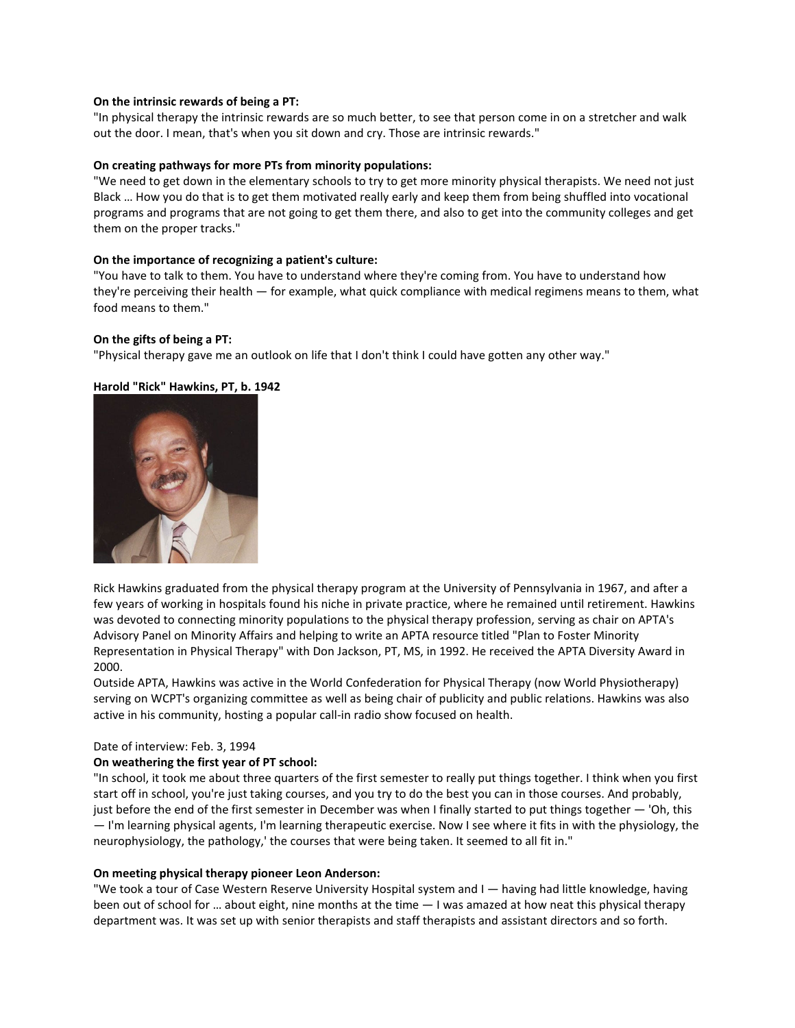**On the intrinsic rewards of being a PT:**
"In physical therapy the intrinsic rewards are so much better, to see that person come in on a stretcher and walk out the door. I mean, that's when you sit down and cry. Those are intrinsic rewards."

**On creating pathways for more PTs from minority populations:**
"We need to get down in the elementary schools to try to get more minority physical therapists. We need not just Black … How you do that is to get them motivated really early and keep them from being shuffled into vocational programs and programs that are not going to get them there, and also to get into the community colleges and get them on the proper tracks."

**On the importance of recognizing a patient's culture:**
"You have to talk to them. You have to understand where they're coming from. You have to understand how they're perceiving their health — for example, what quick compliance with medical regimens means to them, what food means to them."

**On the gifts of being a PT:**
"Physical therapy gave me an outlook on life that I don't think I could have gotten any other way."

**Harold "Rick" Hawkins, PT, b. 1942**

Rick Hawkins graduated from the physical therapy program at the University of Pennsylvania in 1967, and after a few years of working in hospitals found his niche in private practice, where he remained until retirement. Hawkins was devoted to connecting minority populations to the physical therapy profession, serving as chair on APTA's Advisory Panel on Minority Affairs and helping to write an APTA resource titled "Plan to Foster Minority Representation in Physical Therapy" with Don Jackson, PT, MS, in 1992. He received the APTA Diversity Award in 2000.

Outside APTA, Hawkins was active in the World Confederation for Physical Therapy (now World Physiotherapy) serving on WCPT's organizing committee as well as being chair of publicity and public relations. Hawkins was also active in his community, hosting a popular call-in radio show focused on health.

Date of interview: Feb. 3, 1994

**On weathering the first year of PT school:**
"In school, it took me about three quarters of the first semester to really put things together. I think when you first start off in school, you're just taking courses, and you try to do the best you can in those courses. And probably, just before the end of the first semester in December was when I finally started to put things together — 'Oh, this — I'm learning physical agents, I'm learning therapeutic exercise. Now I see where it fits in with the physiology, the neurophysiology, the pathology,' the courses that were being taken. It seemed to all fit in."

**On meeting physical therapy pioneer Leon Anderson:**
"We took a tour of Case Western Reserve University Hospital system and I — having had little knowledge, having been out of school for … about eight, nine months at the time — I was amazed at how neat this physical therapy department was. It was set up with senior therapists and staff therapists and assistant directors and so forth.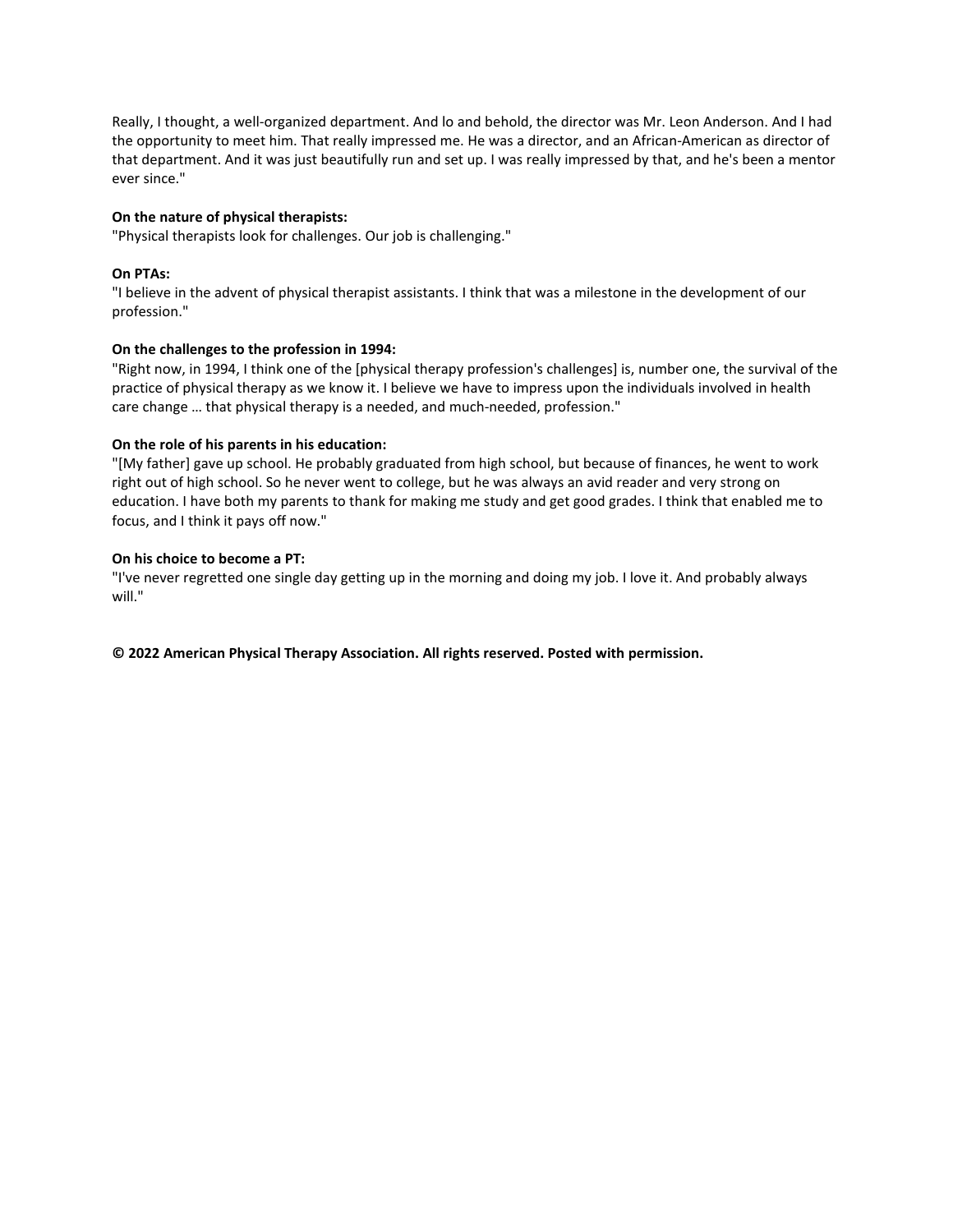Really, I thought, a well-organized department. And lo and behold, the director was Mr. Leon Anderson. And I had the opportunity to meet him. That really impressed me. He was a director, and an African-American as director of that department. And it was just beautifully run and set up. I was really impressed by that, and he's been a mentor ever since."

**On the nature of physical therapists:**
"Physical therapists look for challenges. Our job is challenging."

**On PTAs:**
"I believe in the advent of physical therapist assistants. I think that was a milestone in the development of our profession."

**On the challenges to the profession in 1994:**
"Right now, in 1994, I think one of the [physical therapy profession's challenges] is, number one, the survival of the practice of physical therapy as we know it. I believe we have to impress upon the individuals involved in health care change … that physical therapy is a needed, and much-needed, profession."

**On the role of his parents in his education:**
"[My father] gave up school. He probably graduated from high school, but because of finances, he went to work right out of high school. So he never went to college, but he was always an avid reader and very strong on education. I have both my parents to thank for making me study and get good grades. I think that enabled me to focus, and I think it pays off now."

**On his choice to become a PT:**
"I've never regretted one single day getting up in the morning and doing my job. I love it. And probably always will."

**© 2022 American Physical Therapy Association. All rights reserved. Posted with permission.**